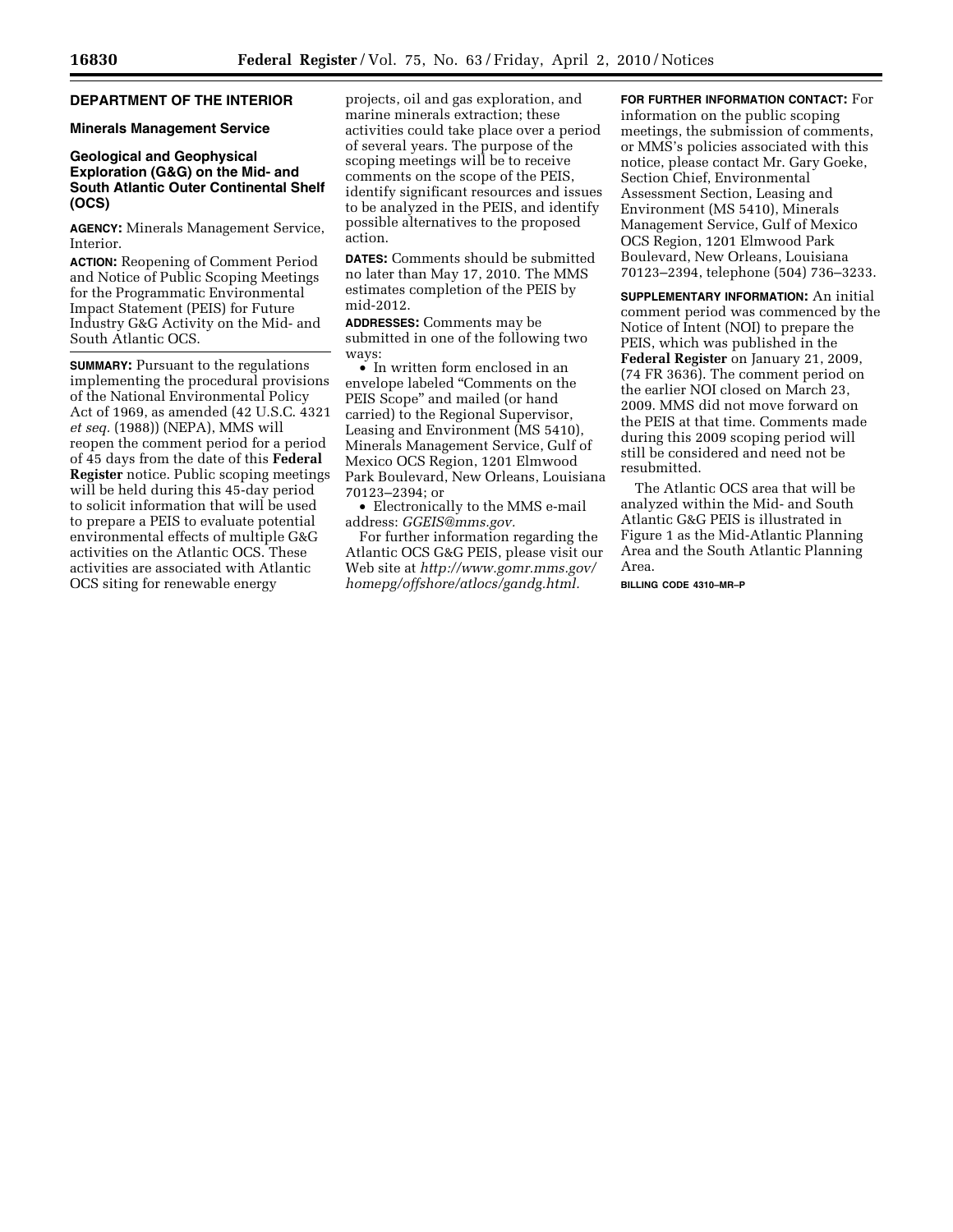## DEPARTMENT OF THE INTERIOR

### Minerals Management Service

### Geological and Geophysical Exploration (G&G) on the Mid- and South Atlantic Outer Continental Shelf (OCS)

**AGENCY:** Minerals Management Service, Interior.

**ACTION:** Reopening of Comment Period and Notice of Public Scoping Meetings for the Programmatic Environmental Impact Statement (PEIS) for Future Industry G&G Activity on the Mid- and South Atlantic OCS.

**SUMMARY:** Pursuant to the regulations implementing the procedural provisions of the National Environmental Policy Act of 1969, as amended (42 U.S.C. 4321 *et seq.* (1988)) (NEPA), MMS will reopen the comment period for a period of 45 days from the date of this **Federal Register** notice. Public scoping meetings will be held during this 45-day period to solicit information that will be used to prepare a PEIS to evaluate potential environmental effects of multiple G&G activities on the Atlantic OCS. These activities are associated with Atlantic OCS siting for renewable energy projects, oil and gas exploration, and marine minerals extraction; these activities could take place over a period of several years. The purpose of the scoping meetings will be to receive comments on the scope of the PEIS, identify significant resources and issues to be analyzed in the PEIS, and identify possible alternatives to the proposed action.

**DATES:** Comments should be submitted no later than May 17, 2010. The MMS estimates completion of the PEIS by mid-2012.

**ADDRESSES:** Comments may be submitted in one of the following two ways:

- In written form enclosed in an envelope labeled "Comments on the PEIS Scope" and mailed (or hand carried) to the Regional Supervisor, Leasing and Environment (MS 5410), Minerals Management Service, Gulf of Mexico OCS Region, 1201 Elmwood Park Boulevard, New Orleans, Louisiana 70123–2394; or
- Electronically to the MMS e-mail address: *GGEIS@mms.gov.*

For further information regarding the Atlantic OCS G&G PEIS, please visit our Web site at *http://www.gomr.mms.gov/homepg/offshore/atlocs/gandg.html.*

**FOR FURTHER INFORMATION CONTACT:** For information on the public scoping meetings, the submission of comments, or MMS's policies associated with this notice, please contact Mr. Gary Goeke, Section Chief, Environmental Assessment Section, Leasing and Environment (MS 5410), Minerals Management Service, Gulf of Mexico OCS Region, 1201 Elmwood Park Boulevard, New Orleans, Louisiana 70123–2394, telephone (504) 736–3233.

**SUPPLEMENTARY INFORMATION:** An initial comment period was commenced by the Notice of Intent (NOI) to prepare the PEIS, which was published in the **Federal Register** on January 21, 2009, (74 FR 3636). The comment period on the earlier NOI closed on March 23, 2009. MMS did not move forward on the PEIS at that time. Comments made during this 2009 scoping period will still be considered and need not be resubmitted.

The Atlantic OCS area that will be analyzed within the Mid- and South Atlantic G&G PEIS is illustrated in Figure 1 as the Mid-Atlantic Planning Area and the South Atlantic Planning Area.

BILLING CODE 4310–MR–P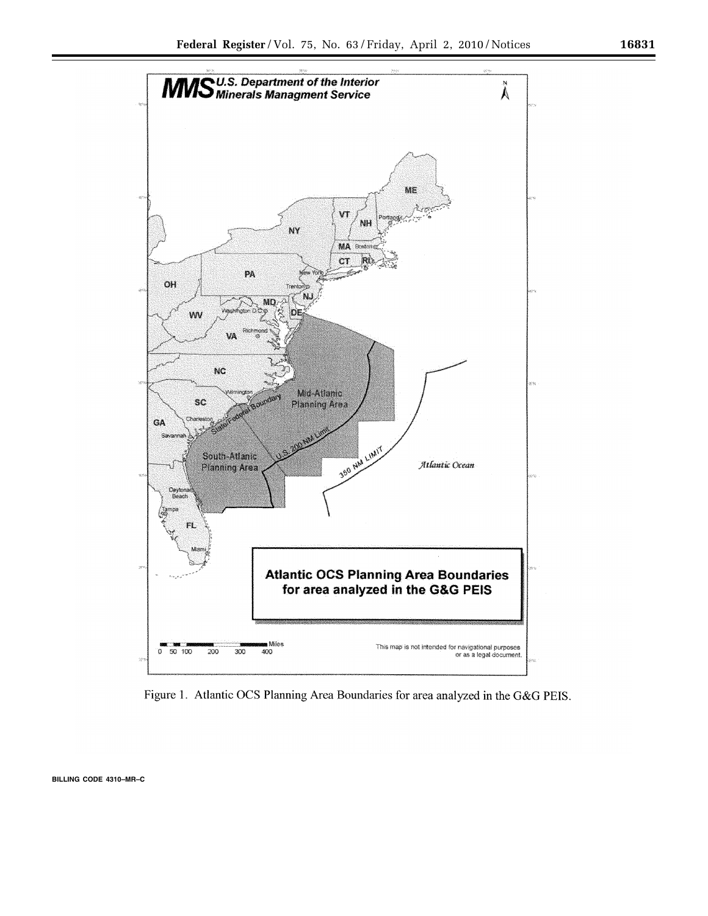Figure 1. Atlantic OCS Planning Area Boundaries for area analyzed in the G&G PEIS.

BILLING CODE 4310–MR–C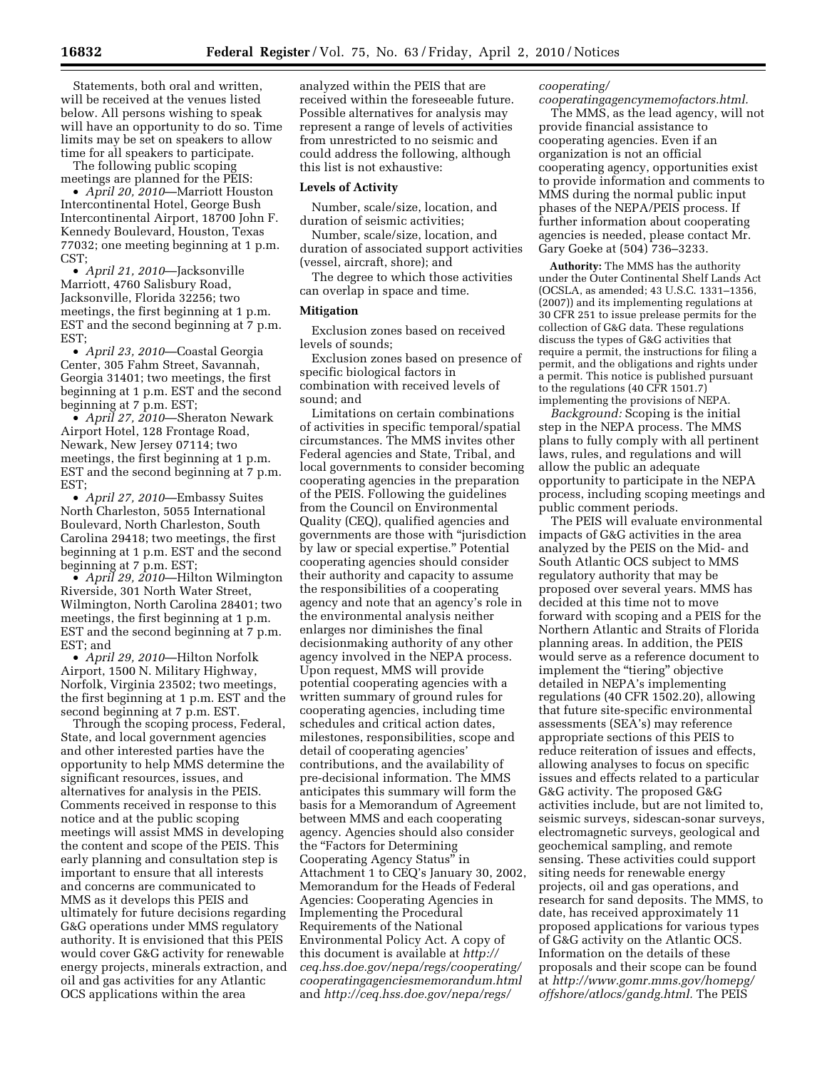Statements, both oral and written, will be received at the venues listed below. All persons wishing to speak will have an opportunity to do so. Time limits may be set on speakers to allow time for all speakers to participate.

The following public scoping meetings are planned for the PEIS:

- *April 20, 2010*—Marriott Houston Intercontinental Hotel, George Bush Intercontinental Airport, 18700 John F. Kennedy Boulevard, Houston, Texas 77032; one meeting beginning at 1 p.m. CST;
- *April 21, 2010*—Jacksonville Marriott, 4760 Salisbury Road, Jacksonville, Florida 32256; two meetings, the first beginning at 1 p.m. EST and the second beginning at 7 p.m. EST;
- *April 23, 2010*—Coastal Georgia Center, 305 Fahm Street, Savannah, Georgia 31401; two meetings, the first beginning at 1 p.m. EST and the second beginning at 7 p.m. EST;
- *April 27, 2010*—Sheraton Newark Airport Hotel, 128 Frontage Road, Newark, New Jersey 07114; two meetings, the first beginning at 1 p.m. EST and the second beginning at 7 p.m. EST;
- *April 27, 2010*—Embassy Suites North Charleston, 5055 International Boulevard, North Charleston, South Carolina 29418; two meetings, the first beginning at 1 p.m. EST and the second beginning at 7 p.m. EST;
- *April 29, 2010*—Hilton Wilmington Riverside, 301 North Water Street, Wilmington, North Carolina 28401; two meetings, the first beginning at 1 p.m. EST and the second beginning at 7 p.m. EST; and
- *April 29, 2010*—Hilton Norfolk Airport, 1500 N. Military Highway, Norfolk, Virginia 23502; two meetings, the first beginning at 1 p.m. EST and the second beginning at 7 p.m. EST.

Through the scoping process, Federal, State, and local government agencies and other interested parties have the opportunity to help MMS determine the significant resources, issues, and alternatives for analysis in the PEIS. Comments received in response to this notice and at the public scoping meetings will assist MMS in developing the content and scope of the PEIS. This early planning and consultation step is important to ensure that all interests and concerns are communicated to MMS as it develops this PEIS and ultimately for future decisions regarding G&G operations under MMS regulatory authority. It is envisioned that this PEIS would cover G&G activity for renewable energy projects, minerals extraction, and oil and gas activities for any Atlantic OCS applications within the area analyzed within the PEIS that are received within the foreseeable future. Possible alternatives for analysis may represent a range of levels of activities from unrestricted to no seismic and could address the following, although this list is not exhaustive:

**Levels of Activity**

Number, scale/size, location, and duration of seismic activities;

Number, scale/size, location, and duration of associated support activities (vessel, aircraft, shore); and

The degree to which those activities can overlap in space and time.

**Mitigation**

Exclusion zones based on received levels of sounds;

Exclusion zones based on presence of specific biological factors in combination with received levels of sound; and

Limitations on certain combinations of activities in specific temporal/spatial circumstances. The MMS invites other Federal agencies and State, Tribal, and local governments to consider becoming cooperating agencies in the preparation of the PEIS. Following the guidelines from the Council on Environmental Quality (CEQ), qualified agencies and governments are those with "jurisdiction by law or special expertise." Potential cooperating agencies should consider their authority and capacity to assume the responsibilities of a cooperating agency and note that an agency's role in the environmental analysis neither enlarges nor diminishes the final decisionmaking authority of any other agency involved in the NEPA process. Upon request, MMS will provide potential cooperating agencies with a written summary of ground rules for cooperating agencies, including time schedules and critical action dates, milestones, responsibilities, scope and detail of cooperating agencies' contributions, and the availability of pre-decisional information. The MMS anticipates this summary will form the basis for a Memorandum of Agreement between MMS and each cooperating agency. Agencies should also consider the "Factors for Determining Cooperating Agency Status" in Attachment 1 to CEQ's January 30, 2002, Memorandum for the Heads of Federal Agencies: Cooperating Agencies in Implementing the Procedural Requirements of the National Environmental Policy Act. A copy of this document is available at *http://ceq.hss.doe.gov/nepa/regs/cooperating/cooperatingagenciesmemorandum.html* and *http://ceq.hss.doe.gov/nepa/regs/cooperating/cooperatingagencymemofactors.html.*

The MMS, as the lead agency, will not provide financial assistance to cooperating agencies. Even if an organization is not an official cooperating agency, opportunities exist to provide information and comments to MMS during the normal public input phases of the NEPA/PEIS process. If further information about cooperating agencies is needed, please contact Mr. Gary Goeke at (504) 736–3233.

**Authority:** The MMS has the authority under the Outer Continental Shelf Lands Act (OCSLA, as amended; 43 U.S.C. 1331–1356, (2007)) and its implementing regulations at 30 CFR 251 to issue prelease permits for the collection of G&G data. These regulations discuss the types of G&G activities that require a permit, the instructions for filing a permit, and the obligations and rights under a permit. This notice is published pursuant to the regulations (40 CFR 1501.7) implementing the provisions of NEPA.

*Background:* Scoping is the initial step in the NEPA process. The MMS plans to fully comply with all pertinent laws, rules, and regulations and will allow the public an adequate opportunity to participate in the NEPA process, including scoping meetings and public comment periods.

The PEIS will evaluate environmental impacts of G&G activities in the area analyzed by the PEIS on the Mid- and South Atlantic OCS subject to MMS regulatory authority that may be proposed over several years. MMS has decided at this time not to move forward with scoping and a PEIS for the Northern Atlantic and Straits of Florida planning areas. In addition, the PEIS would serve as a reference document to implement the "tiering" objective detailed in NEPA's implementing regulations (40 CFR 1502.20), allowing that future site-specific environmental assessments (SEA's) may reference appropriate sections of this PEIS to reduce reiteration of issues and effects, allowing analyses to focus on specific issues and effects related to a particular G&G activity. The proposed G&G activities include, but are not limited to, seismic surveys, sidescan-sonar surveys, electromagnetic surveys, geological and geochemical sampling, and remote sensing. These activities could support siting needs for renewable energy projects, oil and gas operations, and research for sand deposits. The MMS, to date, has received approximately 11 proposed applications for various types of G&G activity on the Atlantic OCS. Information on the details of these proposals and their scope can be found at *http://www.gomr.mms.gov/homepg/offshore/atlocs/gandg.html.* The PEIS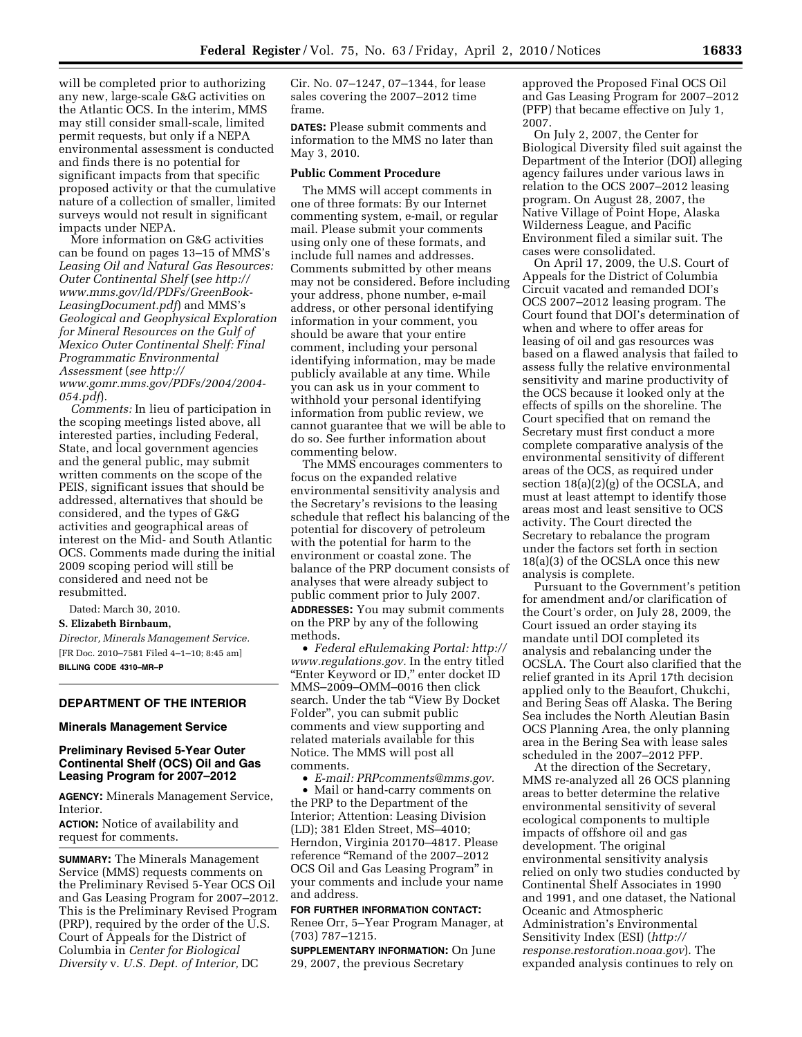will be completed prior to authorizing any new, large-scale G&G activities on the Atlantic OCS. In the interim, MMS may still consider small-scale, limited permit requests, but only if a NEPA environmental assessment is conducted and finds there is no potential for significant impacts from that specific proposed activity or that the cumulative nature of a collection of smaller, limited surveys would not result in significant impacts under NEPA.

More information on G&G activities can be found on pages 13–15 of MMS's *Leasing Oil and Natural Gas Resources: Outer Continental Shelf* (*see http://www.mms.gov/ld/PDFs/GreenBook-LeasingDocument.pdf*) and MMS's *Geological and Geophysical Exploration for Mineral Resources on the Gulf of Mexico Outer Continental Shelf: Final Programmatic Environmental Assessment* (*see http://www.gomr.mms.gov/PDFs/2004/2004-054.pdf*).

*Comments:* In lieu of participation in the scoping meetings listed above, all interested parties, including Federal, State, and local government agencies and the general public, may submit written comments on the scope of the PEIS, significant issues that should be addressed, alternatives that should be considered, and the types of G&G activities and geographical areas of interest on the Mid- and South Atlantic OCS. Comments made during the initial 2009 scoping period will still be considered and need not be resubmitted.

Dated: March 30, 2010.

**S. Elizabeth Birnbaum,**

*Director, Minerals Management Service.*

[FR Doc. 2010–7581 Filed 4–1–10; 8:45 am]

**BILLING CODE 4310–MR–P**

---

## DEPARTMENT OF THE INTERIOR

### Minerals Management Service

### Preliminary Revised 5-Year Outer Continental Shelf (OCS) Oil and Gas Leasing Program for 2007–2012

**AGENCY:** Minerals Management Service, Interior.

**ACTION:** Notice of availability and request for comments.

**SUMMARY:** The Minerals Management Service (MMS) requests comments on the Preliminary Revised 5-Year OCS Oil and Gas Leasing Program for 2007–2012. This is the Preliminary Revised Program (PRP), required by the order of the U.S. Court of Appeals for the District of Columbia in *Center for Biological Diversity* v. *U.S. Dept. of Interior,* DC Cir. No. 07–1247, 07–1344, for lease sales covering the 2007–2012 time frame.

**DATES:** Please submit comments and information to the MMS no later than May 3, 2010.

**Public Comment Procedure**

The MMS will accept comments in one of three formats: By our Internet commenting system, e-mail, or regular mail. Please submit your comments using only one of these formats, and include full names and addresses. Comments submitted by other means may not be considered. Before including your address, phone number, e-mail address, or other personal identifying information in your comment, you should be aware that your entire comment, including your personal identifying information, may be made publicly available at any time. While you can ask us in your comment to withhold your personal identifying information from public review, we cannot guarantee that we will be able to do so. See further information about commenting below.

The MMS encourages commenters to focus on the expanded relative environmental sensitivity analysis and the Secretary's revisions to the leasing schedule that reflect his balancing of the potential for discovery of petroleum with the potential for harm to the environment or coastal zone. The balance of the PRP document consists of analyses that were already subject to public comment prior to July 2007.

**ADDRESSES:** You may submit comments on the PRP by any of the following methods.

- *Federal eRulemaking Portal: http://www.regulations.gov.* In the entry titled "Enter Keyword or ID," enter docket ID MMS–2009–OMM–0016 then click search. Under the tab "View By Docket Folder", you can submit public comments and view supporting and related materials available for this Notice. The MMS will post all comments.
- *E-mail: PRPcomments@mms.gov.*
- Mail or hand-carry comments on the PRP to the Department of the Interior; Attention: Leasing Division (LD); 381 Elden Street, MS–4010; Herndon, Virginia 20170–4817. Please reference "Remand of the 2007–2012 OCS Oil and Gas Leasing Program" in your comments and include your name and address.

**FOR FURTHER INFORMATION CONTACT:** Renee Orr, 5–Year Program Manager, at (703) 787–1215.

**SUPPLEMENTARY INFORMATION:** On June 29, 2007, the previous Secretary approved the Proposed Final OCS Oil and Gas Leasing Program for 2007–2012 (PFP) that became effective on July 1, 2007.

On July 2, 2007, the Center for Biological Diversity filed suit against the Department of the Interior (DOI) alleging agency failures under various laws in relation to the OCS 2007–2012 leasing program. On August 28, 2007, the Native Village of Point Hope, Alaska Wilderness League, and Pacific Environment filed a similar suit. The cases were consolidated.

On April 17, 2009, the U.S. Court of Appeals for the District of Columbia Circuit vacated and remanded DOI's OCS 2007–2012 leasing program. The Court found that DOI's determination of when and where to offer areas for leasing of oil and gas resources was based on a flawed analysis that failed to assess fully the relative environmental sensitivity and marine productivity of the OCS because it looked only at the effects of spills on the shoreline. The Court specified that on remand the Secretary must first conduct a more complete comparative analysis of the environmental sensitivity of different areas of the OCS, as required under section 18(a)(2)(g) of the OCSLA, and must at least attempt to identify those areas most and least sensitive to OCS activity. The Court directed the Secretary to rebalance the program under the factors set forth in section 18(a)(3) of the OCSLA once this new analysis is complete.

Pursuant to the Government's petition for amendment and/or clarification of the Court's order, on July 28, 2009, the Court issued an order staying its mandate until DOI completed its analysis and rebalancing under the OCSLA. The Court also clarified that the relief granted in its April 17th decision applied only to the Beaufort, Chukchi, and Bering Seas off Alaska. The Bering Sea includes the North Aleutian Basin OCS Planning Area, the only planning area in the Bering Sea with lease sales scheduled in the 2007–2012 PFP.

At the direction of the Secretary, MMS re-analyzed all 26 OCS planning areas to better determine the relative environmental sensitivity of several ecological components to multiple impacts of offshore oil and gas development. The original environmental sensitivity analysis relied on only two studies conducted by Continental Shelf Associates in 1990 and 1991, and one dataset, the National Oceanic and Atmospheric Administration's Environmental Sensitivity Index (ESI) (*http://response.restoration.noaa.gov*). The expanded analysis continues to rely on